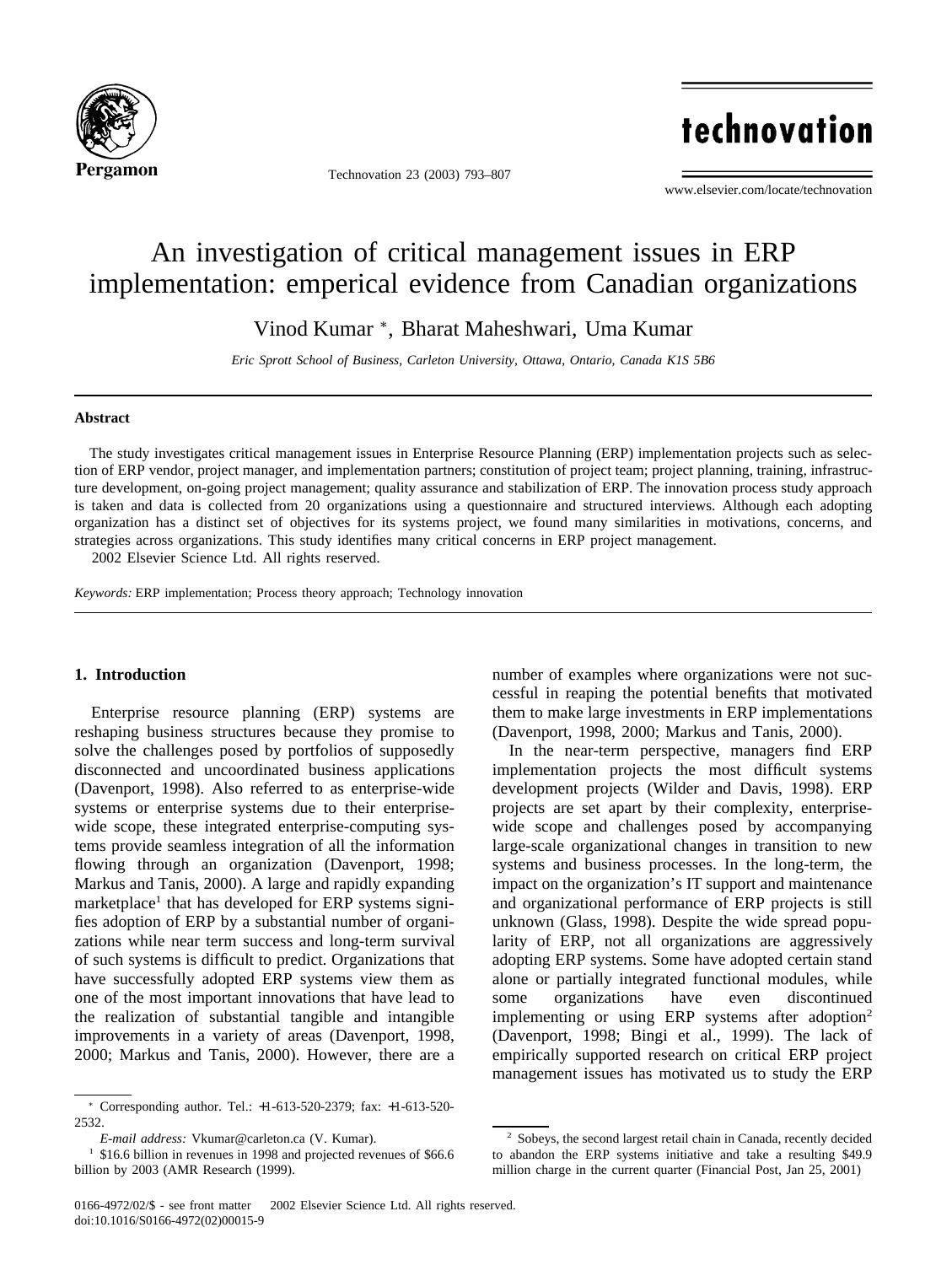# An investigation of critical management issues in ERP implementation: emperical evidence from Canadian organizations

Vinod Kumar *, Bharat Maheshwari, Uma Kumar

*Eric Sprott School of Business, Carleton University, Ottawa, Ontario, Canada K1S 5B6*

## Abstract

The study investigates critical management issues in Enterprise Resource Planning (ERP) implementation projects such as selection of ERP vendor, project manager, and implementation partners; constitution of project team; project planning, training, infrastructure development, on-going project management; quality assurance and stabilization of ERP. The innovation process study approach is taken and data is collected from 20 organizations using a questionnaire and structured interviews. Although each adopting organization has a distinct set of objectives for its systems project, we found many similarities in motivations, concerns, and strategies across organizations. This study identifies many critical concerns in ERP project management.

 2002 Elsevier Science Ltd. All rights reserved.

*Keywords:* ERP implementation; Process theory approach; Technology innovation

## 1. Introduction

Enterprise resource planning (ERP) systems are reshaping business structures because they promise to solve the challenges posed by portfolios of supposedly disconnected and uncoordinated business applications (Davenport, 1998). Also referred to as enterprise-wide systems or enterprise systems due to their enterprise-wide scope, these integrated enterprise-computing systems provide seamless integration of all the information flowing through an organization (Davenport, 1998; Markus and Tanis, 2000). A large and rapidly expanding marketplace[1] that has developed for ERP systems signifies adoption of ERP by a substantial number of organizations while near term success and long-term survival of such systems is difficult to predict. Organizations that have successfully adopted ERP systems view them as one of the most important innovations that have lead to the realization of substantial tangible and intangible improvements in a variety of areas (Davenport, 1998, 2000; Markus and Tanis, 2000). However, there are a number of examples where organizations were not successful in reaping the potential benefits that motivated them to make large investments in ERP implementations (Davenport, 1998, 2000; Markus and Tanis, 2000).

In the near-term perspective, managers find ERP implementation projects the most difficult systems development projects (Wilder and Davis, 1998). ERP projects are set apart by their complexity, enterprise-wide scope and challenges posed by accompanying large-scale organizational changes in transition to new systems and business processes. In the long-term, the impact on the organization's IT support and maintenance and organizational performance of ERP projects is still unknown (Glass, 1998). Despite the wide spread popularity of ERP, not all organizations are aggressively adopting ERP systems. Some have adopted certain stand alone or partially integrated functional modules, while some organizations have even discontinued implementing or using ERP systems after adoption[2] (Davenport, 1998; Bingi et al., 1999). The lack of empirically supported research on critical ERP project management issues has motivated us to study the ERP

---

* Corresponding author. Tel.: +1-613-520-2379; fax: +1-613-520-2532.

*E-mail address:* Vkumar@carleton.ca (V. Kumar).

[1] $16.6 billion in revenues in 1998 and projected revenues of $66.6 billion by 2003 (AMR Research (1999).

[2] Sobeys, the second largest retail chain in Canada, recently decided to abandon the ERP systems initiative and take a resulting $49.9 million charge in the current quarter (Financial Post, Jan 25, 2001)

0166-4972/02/$ - see front matter  2002 Elsevier Science Ltd. All rights reserved.
doi:10.1016/S0166-4972(02)00015-9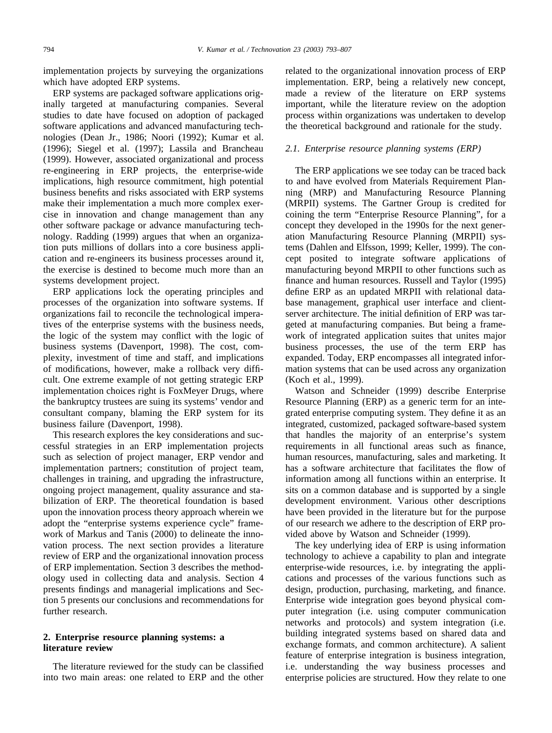implementation projects by surveying the organizations which have adopted ERP systems.

ERP systems are packaged software applications originally targeted at manufacturing companies. Several studies to date have focused on adoption of packaged software applications and advanced manufacturing technologies (Dean Jr., 1986; Noori (1992); Kumar et al. (1996); Siegel et al. (1997); Lassila and Brancheau (1999). However, associated organizational and process re-engineering in ERP projects, the enterprise-wide implications, high resource commitment, high potential business benefits and risks associated with ERP systems make their implementation a much more complex exercise in innovation and change management than any other software package or advance manufacturing technology. Radding (1999) argues that when an organization puts millions of dollars into a core business application and re-engineers its business processes around it, the exercise is destined to become much more than an systems development project.

ERP applications lock the operating principles and processes of the organization into software systems. If organizations fail to reconcile the technological imperatives of the enterprise systems with the business needs, the logic of the system may conflict with the logic of business systems (Davenport, 1998). The cost, complexity, investment of time and staff, and implications of modifications, however, make a rollback very difficult. One extreme example of not getting strategic ERP implementation choices right is FoxMeyer Drugs, where the bankruptcy trustees are suing its systems' vendor and consultant company, blaming the ERP system for its business failure (Davenport, 1998).

This research explores the key considerations and successful strategies in an ERP implementation projects such as selection of project manager, ERP vendor and implementation partners; constitution of project team, challenges in training, and upgrading the infrastructure, ongoing project management, quality assurance and stabilization of ERP. The theoretical foundation is based upon the innovation process theory approach wherein we adopt the "enterprise systems experience cycle" framework of Markus and Tanis (2000) to delineate the innovation process. The next section provides a literature review of ERP and the organizational innovation process of ERP implementation. Section 3 describes the methodology used in collecting data and analysis. Section 4 presents findings and managerial implications and Section 5 presents our conclusions and recommendations for further research.

## 2. Enterprise resource planning systems: a literature review

The literature reviewed for the study can be classified into two main areas: one related to ERP and the other related to the organizational innovation process of ERP implementation. ERP, being a relatively new concept, made a review of the literature on ERP systems important, while the literature review on the adoption process within organizations was undertaken to develop the theoretical background and rationale for the study.

### *2.1. Enterprise resource planning systems (ERP)*

The ERP applications we see today can be traced back to and have evolved from Materials Requirement Planning (MRP) and Manufacturing Resource Planning (MRPII) systems. The Gartner Group is credited for coining the term "Enterprise Resource Planning", for a concept they developed in the 1990s for the next generation Manufacturing Resource Planning (MRPII) systems (Dahlen and Elfsson, 1999; Keller, 1999). The concept posited to integrate software applications of manufacturing beyond MRPII to other functions such as finance and human resources. Russell and Taylor (1995) define ERP as an updated MRPII with relational database management, graphical user interface and client-server architecture. The initial definition of ERP was targeted at manufacturing companies. But being a framework of integrated application suites that unites major business processes, the use of the term ERP has expanded. Today, ERP encompasses all integrated information systems that can be used across any organization (Koch et al., 1999).

Watson and Schneider (1999) describe Enterprise Resource Planning (ERP) as a generic term for an integrated enterprise computing system. They define it as an integrated, customized, packaged software-based system that handles the majority of an enterprise's system requirements in all functional areas such as finance, human resources, manufacturing, sales and marketing. It has a software architecture that facilitates the flow of information among all functions within an enterprise. It sits on a common database and is supported by a single development environment. Various other descriptions have been provided in the literature but for the purpose of our research we adhere to the description of ERP provided above by Watson and Schneider (1999).

The key underlying idea of ERP is using information technology to achieve a capability to plan and integrate enterprise-wide resources, i.e. by integrating the applications and processes of the various functions such as design, production, purchasing, marketing, and finance. Enterprise wide integration goes beyond physical computer integration (i.e. using computer communication networks and protocols) and system integration (i.e. building integrated systems based on shared data and exchange formats, and common architecture). A salient feature of enterprise integration is business integration, i.e. understanding the way business processes and enterprise policies are structured. How they relate to one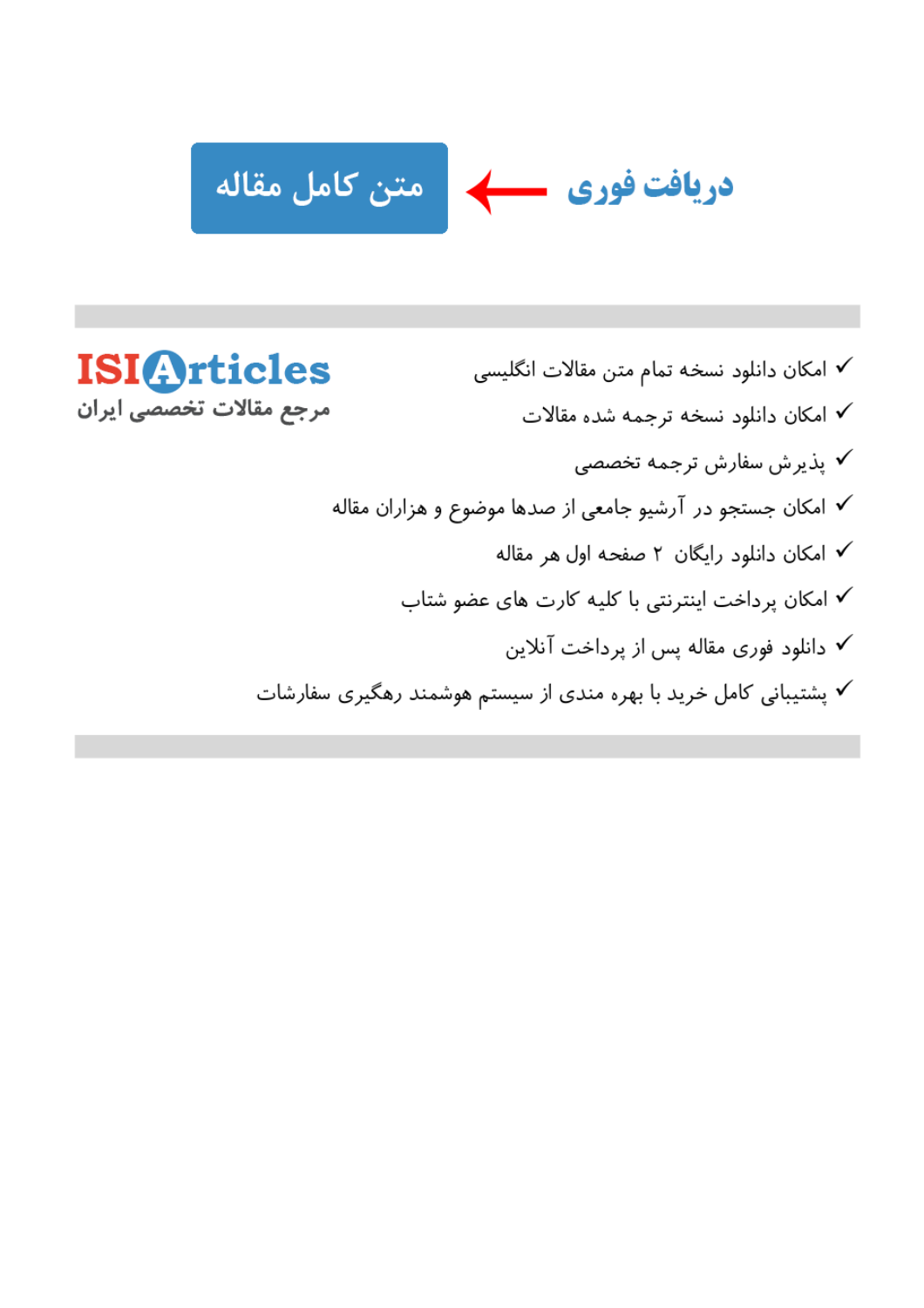دریافت فوری ← **متن کامل مقاله**

**ISIArticles**
مرجع مقالات تخصصی ایران

- ✓ امکان دانلود نسخه تمام متن مقالات انگلیسی
- ✓ امکان دانلود نسخه ترجمه شده مقالات
- ✓ پذیرش سفارش ترجمه تخصصی
- ✓ امکان جستجو در آرشیو جامعی از صدها موضوع و هزاران مقاله
- ✓ امکان دانلود رایگان ۲ صفحه اول هر مقاله
- ✓ امکان پرداخت اینترنتی با کلیه کارت های عضو شتاب
- ✓ دانلود فوری مقاله پس از پرداخت آنلاین
- ✓ پشتیبانی کامل خرید با بهره مندی از سیستم هوشمند رهگیری سفارشات